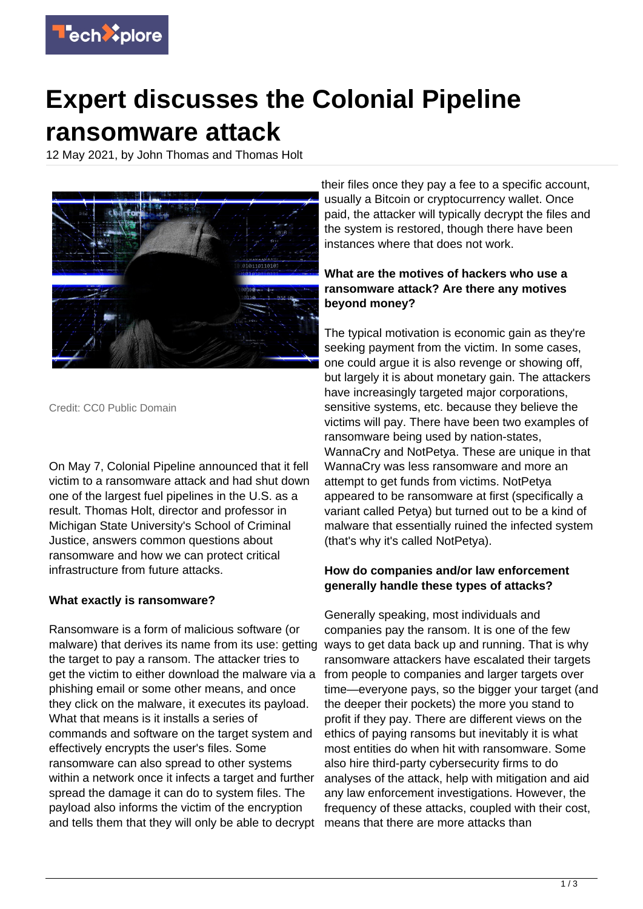# Expert discusses the Colonial Pipeline ransomware attack

12 May 2021, by John Thomas and Thomas Holt

Credit: CC0 Public Domain

On May 7, Colonial Pipeline announced that it fell victim to a ransomware attack and had shut down one of the largest fuel pipelines in the U.S. as a result. Thomas Holt, director and professor in Michigan State University's School of Criminal Justice, answers common questions about ransomware and how we can protect critical infrastructure from future attacks.

**What exactly is ransomware?**

Ransomware is a form of malicious software (or malware) that derives its name from its use: getting the target to pay a ransom. The attacker tries to get the victim to either download the malware via a phishing email or some other means, and once they click on the malware, it executes its payload. What that means is it installs a series of commands and software on the target system and effectively encrypts the user's files. Some ransomware can also spread to other systems within a network once it infects a target and further spread the damage it can do to system files. The payload also informs the victim of the encryption and tells them that they will only be able to decrypt their files once they pay a fee to a specific account, usually a Bitcoin or cryptocurrency wallet. Once paid, the attacker will typically decrypt the files and the system is restored, though there have been instances where that does not work.

**What are the motives of hackers who use a ransomware attack? Are there any motives beyond money?**

The typical motivation is economic gain as they're seeking payment from the victim. In some cases, one could argue it is also revenge or showing off, but largely it is about monetary gain. The attackers have increasingly targeted major corporations, sensitive systems, etc. because they believe the victims will pay. There have been two examples of ransomware being used by nation-states, WannaCry and NotPetya. These are unique in that WannaCry was less ransomware and more an attempt to get funds from victims. NotPetya appeared to be ransomware at first (specifically a variant called Petya) but turned out to be a kind of malware that essentially ruined the infected system (that's why it's called NotPetya).

**How do companies and/or law enforcement generally handle these types of attacks?**

Generally speaking, most individuals and companies pay the ransom. It is one of the few ways to get data back up and running. That is why ransomware attackers have escalated their targets from people to companies and larger targets over time—everyone pays, so the bigger your target (and the deeper their pockets) the more you stand to profit if they pay. There are different views on the ethics of paying ransoms but inevitably it is what most entities do when hit with ransomware. Some also hire third-party cybersecurity firms to do analyses of the attack, help with mitigation and aid any law enforcement investigations. However, the frequency of these attacks, coupled with their cost, means that there are more attacks than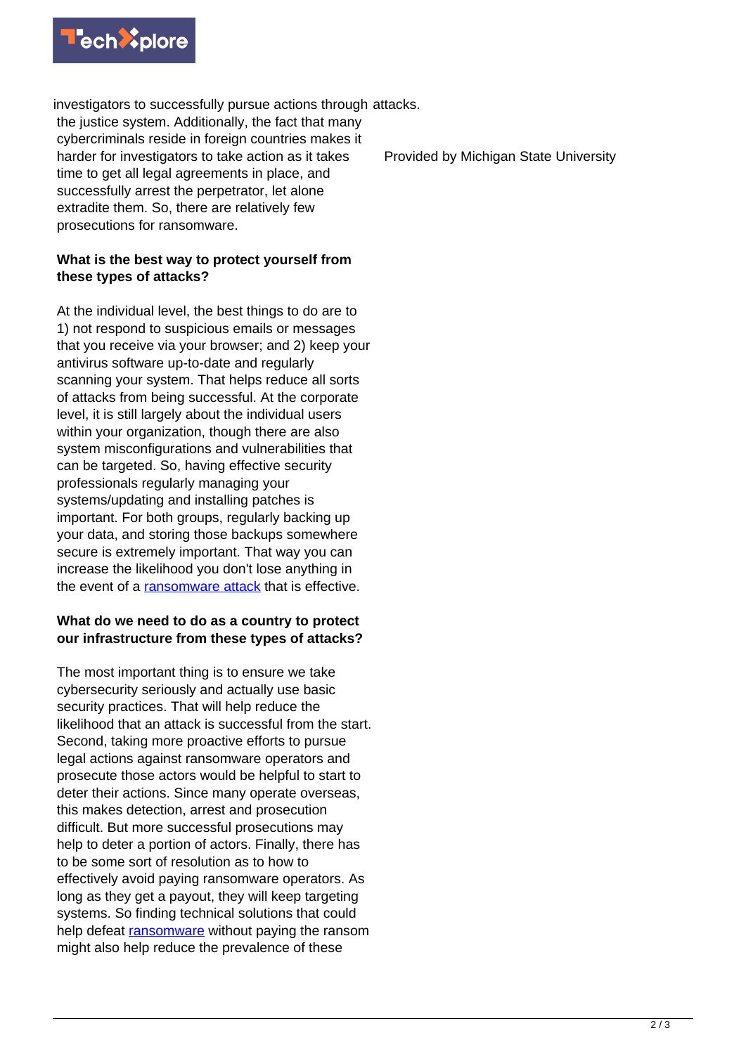investigators to successfully pursue actions through the justice system. Additionally, the fact that many cybercriminals reside in foreign countries makes it harder for investigators to take action as it takes time to get all legal agreements in place, and successfully arrest the perpetrator, let alone extradite them. So, there are relatively few prosecutions for ransomware.

**What is the best way to protect yourself from these types of attacks?**

At the individual level, the best things to do are to 1) not respond to suspicious emails or messages that you receive via your browser; and 2) keep your antivirus software up-to-date and regularly scanning your system. That helps reduce all sorts of attacks from being successful. At the corporate level, it is still largely about the individual users within your organization, though there are also system misconfigurations and vulnerabilities that can be targeted. So, having effective security professionals regularly managing your systems/updating and installing patches is important. For both groups, regularly backing up your data, and storing those backups somewhere secure is extremely important. That way you can increase the likelihood you don't lose anything in the event of a ransomware attack that is effective.

**What do we need to do as a country to protect our infrastructure from these types of attacks?**

The most important thing is to ensure we take cybersecurity seriously and actually use basic security practices. That will help reduce the likelihood that an attack is successful from the start. Second, taking more proactive efforts to pursue legal actions against ransomware operators and prosecute those actors would be helpful to start to deter their actions. Since many operate overseas, this makes detection, arrest and prosecution difficult. But more successful prosecutions may help to deter a portion of actors. Finally, there has to be some sort of resolution as to how to effectively avoid paying ransomware operators. As long as they get a payout, they will keep targeting systems. So finding technical solutions that could help defeat ransomware without paying the ransom might also help reduce the prevalence of these attacks.

Provided by Michigan State University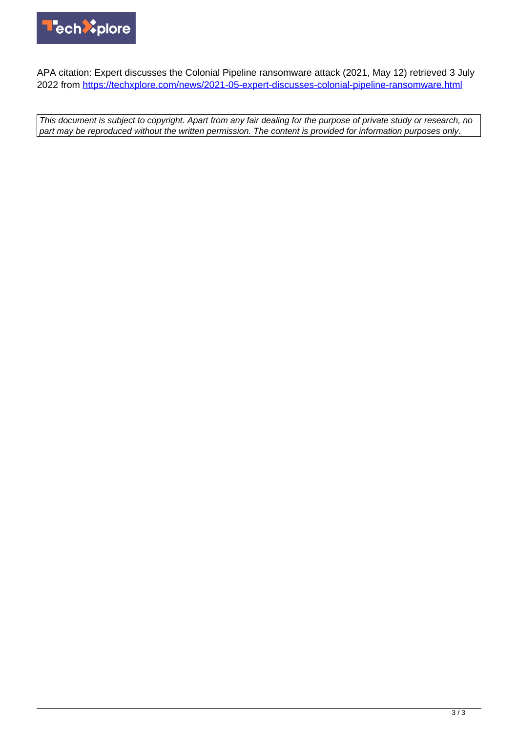APA citation: Expert discusses the Colonial Pipeline ransomware attack (2021, May 12) retrieved 3 July 2022 from https://techxplore.com/news/2021-05-expert-discusses-colonial-pipeline-ransomware.html

*This document is subject to copyright. Apart from any fair dealing for the purpose of private study or research, no part may be reproduced without the written permission. The content is provided for information purposes only.*